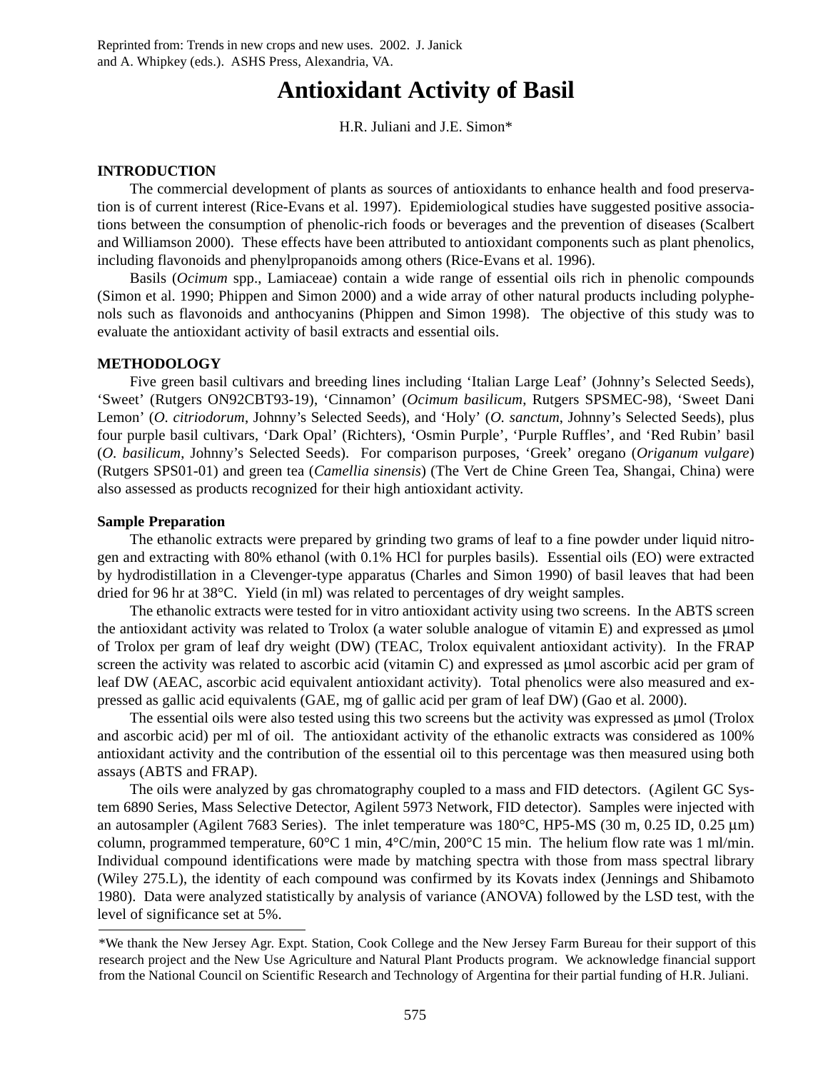Reprinted from: Trends in new crops and new uses. 2002. J. Janick and A. Whipkey (eds.). ASHS Press, Alexandria, VA.

# Antioxidant Activity of Basil

H.R. Juliani and J.E. Simon*

## INTRODUCTION

The commercial development of plants as sources of antioxidants to enhance health and food preservation is of current interest (Rice-Evans et al. 1997). Epidemiological studies have suggested positive associations between the consumption of phenolic-rich foods or beverages and the prevention of diseases (Scalbert and Williamson 2000). These effects have been attributed to antioxidant components such as plant phenolics, including flavonoids and phenylpropanoids among others (Rice-Evans et al. 1996).

Basils (*Ocimum* spp., Lamiaceae) contain a wide range of essential oils rich in phenolic compounds (Simon et al. 1990; Phippen and Simon 2000) and a wide array of other natural products including polyphenols such as flavonoids and anthocyanins (Phippen and Simon 1998). The objective of this study was to evaluate the antioxidant activity of basil extracts and essential oils.

## METHODOLOGY

Five green basil cultivars and breeding lines including 'Italian Large Leaf' (Johnny's Selected Seeds), 'Sweet' (Rutgers ON92CBT93-19), 'Cinnamon' (*Ocimum basilicum*, Rutgers SPSMEC-98), 'Sweet Dani Lemon' (*O. citriodorum*, Johnny's Selected Seeds), and 'Holy' (*O. sanctum*, Johnny's Selected Seeds), plus four purple basil cultivars, 'Dark Opal' (Richters), 'Osmin Purple', 'Purple Ruffles', and 'Red Rubin' basil (*O. basilicum*, Johnny's Selected Seeds). For comparison purposes, 'Greek' oregano (*Origanum vulgare*) (Rutgers SPS01-01) and green tea (*Camellia sinensis*) (The Vert de Chine Green Tea, Shangai, China) were also assessed as products recognized for their high antioxidant activity.

### Sample Preparation

The ethanolic extracts were prepared by grinding two grams of leaf to a fine powder under liquid nitrogen and extracting with 80% ethanol (with 0.1% HCl for purples basils). Essential oils (EO) were extracted by hydrodistillation in a Clevenger-type apparatus (Charles and Simon 1990) of basil leaves that had been dried for 96 hr at 38°C. Yield (in ml) was related to percentages of dry weight samples.

The ethanolic extracts were tested for in vitro antioxidant activity using two screens. In the ABTS screen the antioxidant activity was related to Trolox (a water soluble analogue of vitamin E) and expressed as μmol of Trolox per gram of leaf dry weight (DW) (TEAC, Trolox equivalent antioxidant activity). In the FRAP screen the activity was related to ascorbic acid (vitamin C) and expressed as μmol ascorbic acid per gram of leaf DW (AEAC, ascorbic acid equivalent antioxidant activity). Total phenolics were also measured and expressed as gallic acid equivalents (GAE, mg of gallic acid per gram of leaf DW) (Gao et al. 2000).

The essential oils were also tested using this two screens but the activity was expressed as μmol (Trolox and ascorbic acid) per ml of oil. The antioxidant activity of the ethanolic extracts was considered as 100% antioxidant activity and the contribution of the essential oil to this percentage was then measured using both assays (ABTS and FRAP).

The oils were analyzed by gas chromatography coupled to a mass and FID detectors. (Agilent GC System 6890 Series, Mass Selective Detector, Agilent 5973 Network, FID detector). Samples were injected with an autosampler (Agilent 7683 Series). The inlet temperature was 180°C, HP5-MS (30 m, 0.25 ID, 0.25 μm) column, programmed temperature, 60°C 1 min, 4°C/min, 200°C 15 min. The helium flow rate was 1 ml/min. Individual compound identifications were made by matching spectra with those from mass spectral library (Wiley 275.L), the identity of each compound was confirmed by its Kovats index (Jennings and Shibamoto 1980). Data were analyzed statistically by analysis of variance (ANOVA) followed by the LSD test, with the level of significance set at 5%.

*We thank the New Jersey Agr. Expt. Station, Cook College and the New Jersey Farm Bureau for their support of this research project and the New Use Agriculture and Natural Plant Products program. We acknowledge financial support from the National Council on Scientific Research and Technology of Argentina for their partial funding of H.R. Juliani.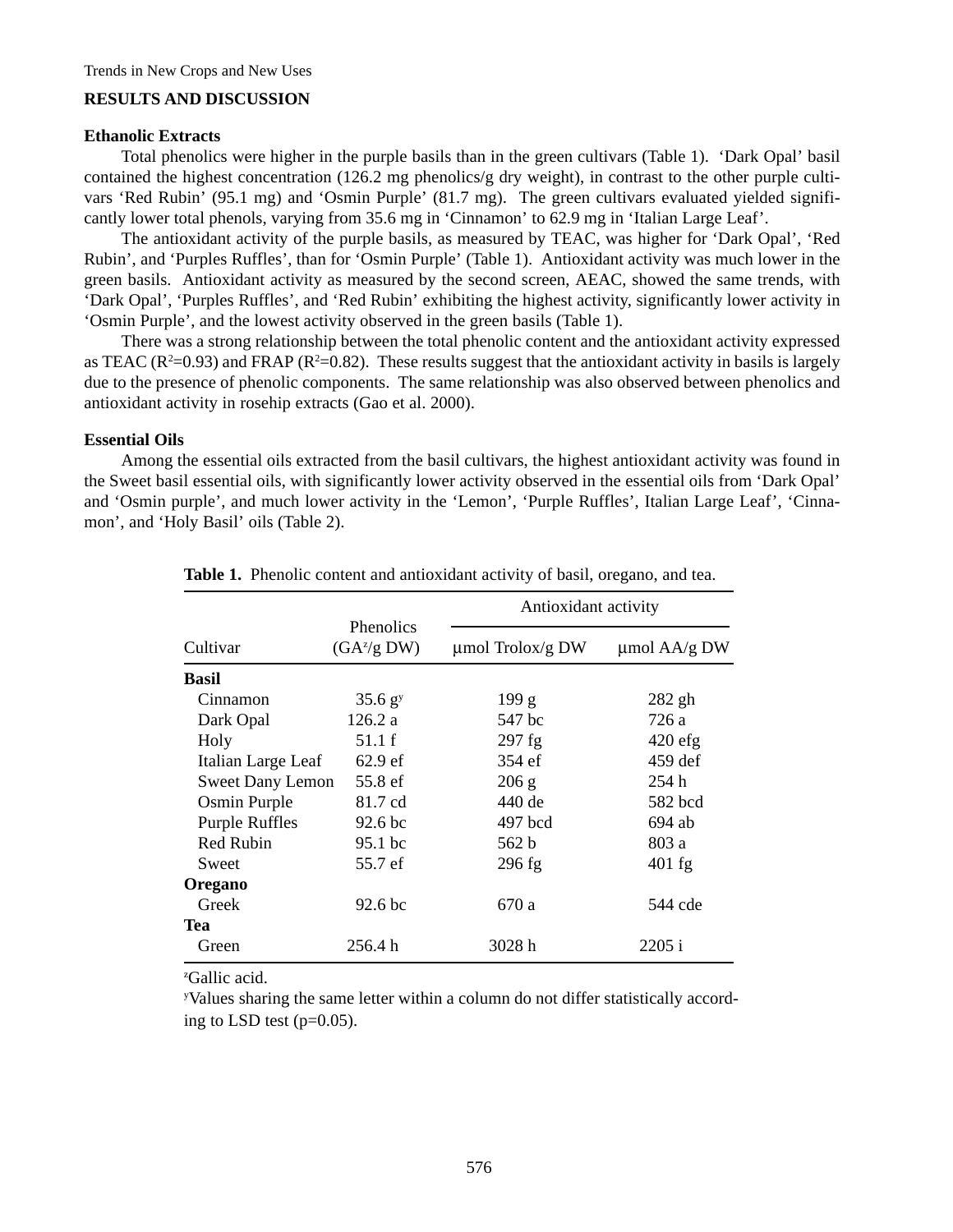## RESULTS AND DISCUSSION

### Ethanolic Extracts

Total phenolics were higher in the purple basils than in the green cultivars (Table 1). 'Dark Opal' basil contained the highest concentration (126.2 mg phenolics/g dry weight), in contrast to the other purple cultivars 'Red Rubin' (95.1 mg) and 'Osmin Purple' (81.7 mg). The green cultivars evaluated yielded significantly lower total phenols, varying from 35.6 mg in 'Cinnamon' to 62.9 mg in 'Italian Large Leaf'.

The antioxidant activity of the purple basils, as measured by TEAC, was higher for 'Dark Opal', 'Red Rubin', and 'Purples Ruffles', than for 'Osmin Purple' (Table 1). Antioxidant activity was much lower in the green basils. Antioxidant activity as measured by the second screen, AEAC, showed the same trends, with 'Dark Opal', 'Purples Ruffles', and 'Red Rubin' exhibiting the highest activity, significantly lower activity in 'Osmin Purple', and the lowest activity observed in the green basils (Table 1).

There was a strong relationship between the total phenolic content and the antioxidant activity expressed as TEAC ($R^2$=0.93) and FRAP ($R^2$=0.82). These results suggest that the antioxidant activity in basils is largely due to the presence of phenolic components. The same relationship was also observed between phenolics and antioxidant activity in rosehip extracts (Gao et al. 2000).

### Essential Oils

Among the essential oils extracted from the basil cultivars, the highest antioxidant activity was found in the Sweet basil essential oils, with significantly lower activity observed in the essential oils from 'Dark Opal' and 'Osmin purple', and much lower activity in the 'Lemon', 'Purple Ruffles', Italian Large Leaf', 'Cinnamon', and 'Holy Basil' oils (Table 2).

**Table 1.** Phenolic content and antioxidant activity of basil, oregano, and tea.

| Cultivar | Phenolics ($GA^z$/g DW) | Antioxidant activity | |
|---|---|---|---|
| | | µmol Trolox/g DW | µmol AA/g DW |
| **Basil** | | | |
| Cinnamon | 35.6 $g^y$ | 199 g | 282 gh |
| Dark Opal | 126.2 a | 547 bc | 726 a |
| Holy | 51.1 f | 297 fg | 420 efg |
| Italian Large Leaf | 62.9 ef | 354 ef | 459 def |
| Sweet Dany Lemon | 55.8 ef | 206 g | 254 h |
| Osmin Purple | 81.7 cd | 440 de | 582 bcd |
| Purple Ruffles | 92.6 bc | 497 bcd | 694 ab |
| Red Rubin | 95.1 bc | 562 b | 803 a |
| Sweet | 55.7 ef | 296 fg | 401 fg |
| **Oregano** | | | |
| Greek | 92.6 bc | 670 a | 544 cde |
| **Tea** | | | |
| Green | 256.4 h | 3028 h | 2205 i |

[z]Gallic acid.

[y]Values sharing the same letter within a column do not differ statistically according to LSD test (p=0.05).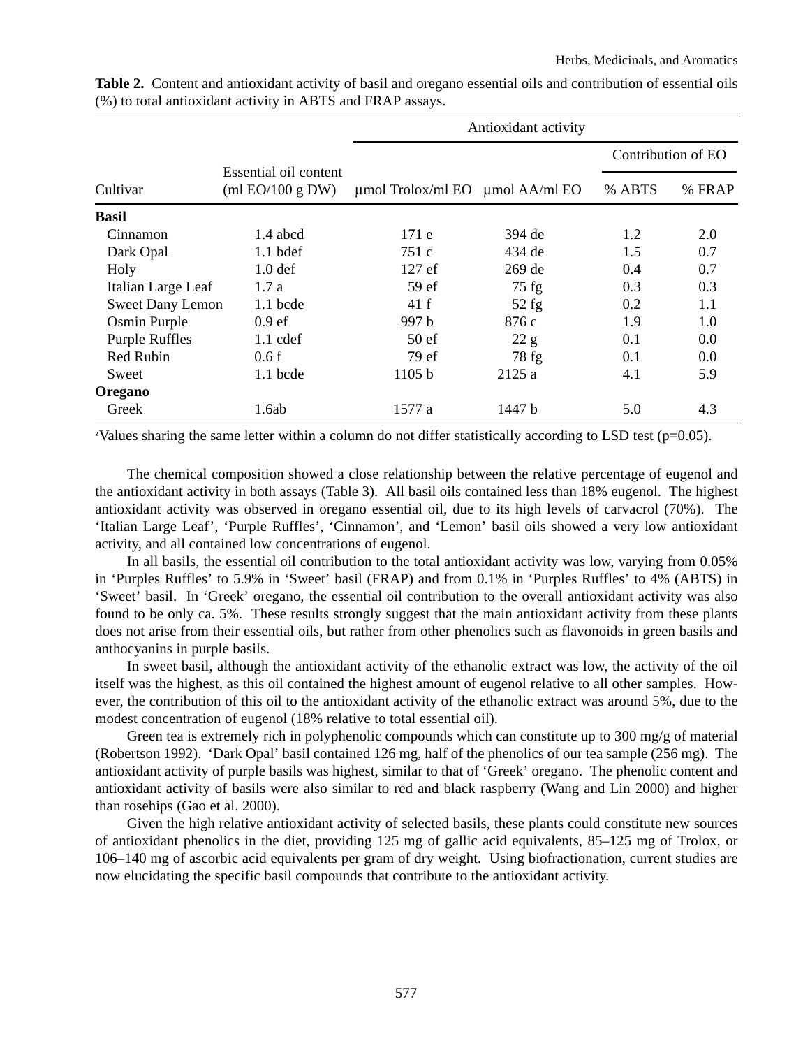**Table 2.** Content and antioxidant activity of basil and oregano essential oils and contribution of essential oils (%) to total antioxidant activity in ABTS and FRAP assays.

| Cultivar | Essential oil content (ml EO/100 g DW) | Antioxidant activity | | | |
|---|---|---|---|---|---|
| | | | | Contribution of EO | |
| | | µmol Trolox/ml EO | µmol AA/ml EO | % ABTS | % FRAP |
| **Basil** | | | | | |
| Cinnamon | 1.4 abcd | 171 e | 394 de | 1.2 | 2.0 |
| Dark Opal | 1.1 bdef | 751 c | 434 de | 1.5 | 0.7 |
| Holy | 1.0 def | 127 ef | 269 de | 0.4 | 0.7 |
| Italian Large Leaf | 1.7 a | 59 ef | 75 fg | 0.3 | 0.3 |
| Sweet Dany Lemon | 1.1 bcde | 41 f | 52 fg | 0.2 | 1.1 |
| Osmin Purple | 0.9 ef | 997 b | 876 c | 1.9 | 1.0 |
| Purple Ruffles | 1.1 cdef | 50 ef | 22 g | 0.1 | 0.0 |
| Red Rubin | 0.6 f | 79 ef | 78 fg | 0.1 | 0.0 |
| Sweet | 1.1 bcde | 1105 b | 2125 a | 4.1 | 5.9 |
| **Oregano** | | | | | |
| Greek | 1.6ab | 1577 a | 1447 b | 5.0 | 4.3 |

[z]Values sharing the same letter within a column do not differ statistically according to LSD test (p=0.05).

The chemical composition showed a close relationship between the relative percentage of eugenol and the antioxidant activity in both assays (Table 3). All basil oils contained less than 18% eugenol. The highest antioxidant activity was observed in oregano essential oil, due to its high levels of carvacrol (70%). The 'Italian Large Leaf', 'Purple Ruffles', 'Cinnamon', and 'Lemon' basil oils showed a very low antioxidant activity, and all contained low concentrations of eugenol.

In all basils, the essential oil contribution to the total antioxidant activity was low, varying from 0.05% in 'Purples Ruffles' to 5.9% in 'Sweet' basil (FRAP) and from 0.1% in 'Purples Ruffles' to 4% (ABTS) in 'Sweet' basil. In 'Greek' oregano, the essential oil contribution to the overall antioxidant activity was also found to be only ca. 5%. These results strongly suggest that the main antioxidant activity from these plants does not arise from their essential oils, but rather from other phenolics such as flavonoids in green basils and anthocyanins in purple basils.

In sweet basil, although the antioxidant activity of the ethanolic extract was low, the activity of the oil itself was the highest, as this oil contained the highest amount of eugenol relative to all other samples. However, the contribution of this oil to the antioxidant activity of the ethanolic extract was around 5%, due to the modest concentration of eugenol (18% relative to total essential oil).

Green tea is extremely rich in polyphenolic compounds which can constitute up to 300 mg/g of material (Robertson 1992). 'Dark Opal' basil contained 126 mg, half of the phenolics of our tea sample (256 mg). The antioxidant activity of purple basils was highest, similar to that of 'Greek' oregano. The phenolic content and antioxidant activity of basils were also similar to red and black raspberry (Wang and Lin 2000) and higher than rosehips (Gao et al. 2000).

Given the high relative antioxidant activity of selected basils, these plants could constitute new sources of antioxidant phenolics in the diet, providing 125 mg of gallic acid equivalents, 85–125 mg of Trolox, or 106–140 mg of ascorbic acid equivalents per gram of dry weight. Using biofractionation, current studies are now elucidating the specific basil compounds that contribute to the antioxidant activity.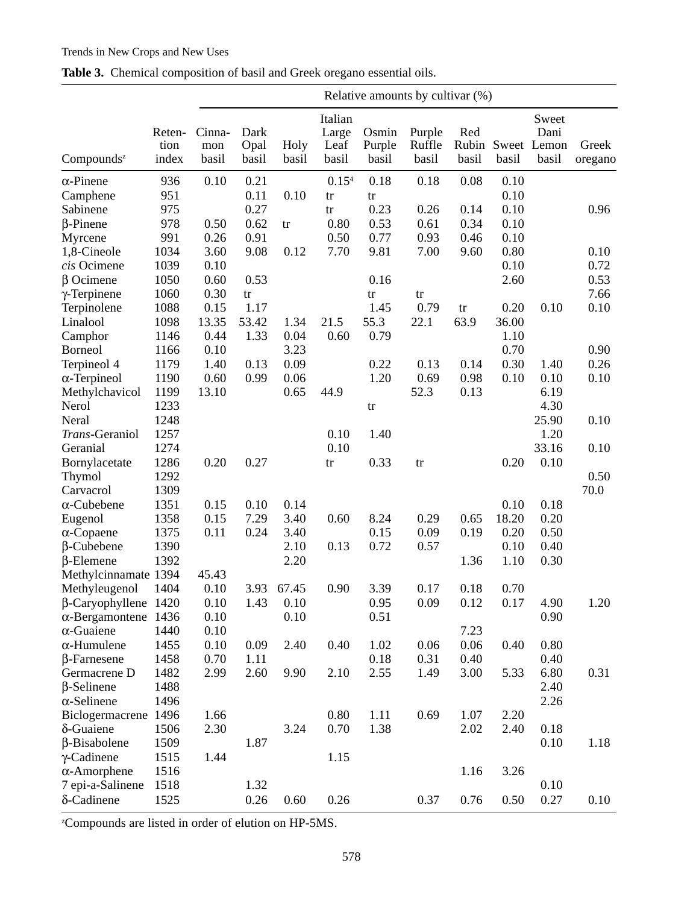**Table 3.** Chemical composition of basil and Greek oregano essential oils.

| Compounds[z] | Retention index | Relative amounts by cultivar (%) | | | | | | | | | |
|---|---|---|---|---|---|---|---|---|---|---|---|
| | | Cinnamon basil | Dark Opal basil | Holy basil | Italian Large Leaf basil | Osmin Purple basil | Purple Ruffle basil | Red Rubin basil | Sweet basil | Sweet Dani Lemon basil | Greek oregano |
| α-Pinene | 936 | 0.10 | 0.21 | | 0.15[4] | 0.18 | 0.18 | 0.08 | 0.10 | | |
| Camphene | 951 | | 0.11 | 0.10 | tr | tr | | | 0.10 | | |
| Sabinene | 975 | | 0.27 | | tr | 0.23 | 0.26 | 0.14 | 0.10 | | 0.96 |
| β-Pinene | 978 | 0.50 | 0.62 | tr | 0.80 | 0.53 | 0.61 | 0.34 | 0.10 | | |
| Myrcene | 991 | 0.26 | 0.91 | | 0.50 | 0.77 | 0.93 | 0.46 | 0.10 | | |
| 1,8-Cineole | 1034 | 3.60 | 9.08 | 0.12 | 7.70 | 9.81 | 7.00 | 9.60 | 0.80 | | 0.10 |
| *cis* Ocimene | 1039 | 0.10 | | | | | | | 0.10 | | 0.72 |
| β Ocimene | 1050 | 0.60 | 0.53 | | | 0.16 | | | 2.60 | | 0.53 |
| γ-Terpinene | 1060 | 0.30 | tr | | | tr | tr | | | | 7.66 |
| Terpinolene | 1088 | 0.15 | 1.17 | | | 1.45 | 0.79 | tr | 0.20 | 0.10 | 0.10 |
| Linalool | 1098 | 13.35 | 53.42 | 1.34 | 21.5 | 55.3 | 22.1 | 63.9 | 36.00 | | |
| Camphor | 1146 | 0.44 | 1.33 | 0.04 | 0.60 | 0.79 | | | 1.10 | | |
| Borneol | 1166 | 0.10 | | 3.23 | | | | | 0.70 | | 0.90 |
| Terpineol 4 | 1179 | 1.40 | 0.13 | 0.09 | | 0.22 | 0.13 | 0.14 | 0.30 | 1.40 | 0.26 |
| α-Terpineol | 1190 | 0.60 | 0.99 | 0.06 | | 1.20 | 0.69 | 0.98 | 0.10 | 0.10 | 0.10 |
| Methylchavicol | 1199 | 13.10 | | 0.65 | 44.9 | | 52.3 | 0.13 | | 6.19 | |
| Nerol | 1233 | | | | | tr | | | | 4.30 | |
| Neral | 1248 | | | | | | | | | 25.90 | 0.10 |
| *Trans*-Geraniol | 1257 | | | | 0.10 | 1.40 | | | | 1.20 | |
| Geranial | 1274 | | | | 0.10 | | | | | 33.16 | 0.10 |
| Bornylacetate | 1286 | 0.20 | 0.27 | | tr | 0.33 | tr | | 0.20 | 0.10 | |
| Thymol | 1292 | | | | | | | | | | 0.50 |
| Carvacrol | 1309 | | | | | | | | | | 70.0 |
| α-Cubebene | 1351 | 0.15 | 0.10 | 0.14 | | | | | 0.10 | 0.18 | |
| Eugenol | 1358 | 0.15 | 7.29 | 3.40 | 0.60 | 8.24 | 0.29 | 0.65 | 18.20 | 0.20 | |
| α-Copaene | 1375 | 0.11 | 0.24 | 3.40 | | 0.15 | 0.09 | 0.19 | 0.20 | 0.50 | |
| β-Cubebene | 1390 | | | 2.10 | 0.13 | 0.72 | 0.57 | | 0.10 | 0.40 | |
| β-Elemene | 1392 | | | 2.20 | | | | 1.36 | 1.10 | 0.30 | |
| Methylcinnamate | 1394 | 45.43 | | | | | | | | | |
| Methyleugenol | 1404 | 0.10 | 3.93 | 67.45 | 0.90 | 3.39 | 0.17 | 0.18 | 0.70 | | |
| β-Caryophyllene | 1420 | 0.10 | 1.43 | 0.10 | | 0.95 | 0.09 | 0.12 | 0.17 | 4.90 | 1.20 |
| α-Bergamontene | 1436 | 0.10 | | 0.10 | | 0.51 | | | | 0.90 | |
| α-Guaiene | 1440 | 0.10 | | | | | | 7.23 | | | |
| α-Humulene | 1455 | 0.10 | 0.09 | 2.40 | 0.40 | 1.02 | 0.06 | 0.06 | 0.40 | 0.80 | |
| β-Farnesene | 1458 | 0.70 | 1.11 | | | 0.18 | 0.31 | 0.40 | | 0.40 | |
| Germacrene D | 1482 | 2.99 | 2.60 | 9.90 | 2.10 | 2.55 | 1.49 | 3.00 | 5.33 | 6.80 | 0.31 |
| β-Selinene | 1488 | | | | | | | | | 2.40 | |
| α-Selinene | 1496 | | | | | | | | | 2.26 | |
| Biclogermacrene | 1496 | 1.66 | | | 0.80 | 1.11 | 0.69 | 1.07 | 2.20 | | |
| δ-Guaiene | 1506 | 2.30 | | 3.24 | 0.70 | 1.38 | | 2.02 | 2.40 | 0.18 | |
| β-Bisabolene | 1509 | | 1.87 | | | | | | | 0.10 | 1.18 |
| γ-Cadinene | 1515 | 1.44 | | | 1.15 | | | | | | |
| α-Amorphene | 1516 | | | | | | | 1.16 | 3.26 | | |
| 7 epi-a-Salinene | 1518 | | 1.32 | | | | | | | 0.10 | |
| δ-Cadinene | 1525 | | 0.26 | 0.60 | 0.26 | | 0.37 | 0.76 | 0.50 | 0.27 | 0.10 |

[z]Compounds are listed in order of elution on HP-5MS.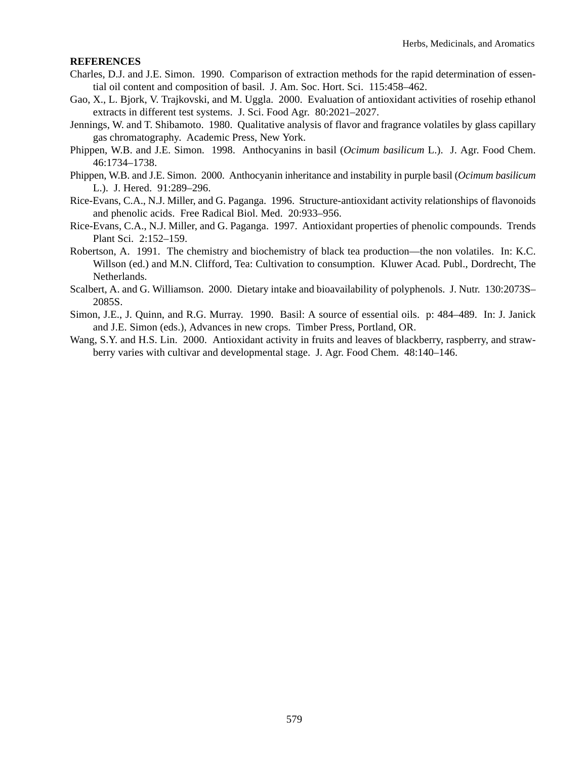**REFERENCES**

Charles, D.J. and J.E. Simon. 1990. Comparison of extraction methods for the rapid determination of essential oil content and composition of basil. J. Am. Soc. Hort. Sci. 115:458–462.

Gao, X., L. Bjork, V. Trajkovski, and M. Uggla. 2000. Evaluation of antioxidant activities of rosehip ethanol extracts in different test systems. J. Sci. Food Agr. 80:2021–2027.

Jennings, W. and T. Shibamoto. 1980. Qualitative analysis of flavor and fragrance volatiles by glass capillary gas chromatography. Academic Press, New York.

Phippen, W.B. and J.E. Simon. 1998. Anthocyanins in basil (*Ocimum basilicum* L.). J. Agr. Food Chem. 46:1734–1738.

Phippen, W.B. and J.E. Simon. 2000. Anthocyanin inheritance and instability in purple basil (*Ocimum basilicum* L.). J. Hered. 91:289–296.

Rice-Evans, C.A., N.J. Miller, and G. Paganga. 1996. Structure-antioxidant activity relationships of flavonoids and phenolic acids. Free Radical Biol. Med. 20:933–956.

Rice-Evans, C.A., N.J. Miller, and G. Paganga. 1997. Antioxidant properties of phenolic compounds. Trends Plant Sci. 2:152–159.

Robertson, A. 1991. The chemistry and biochemistry of black tea production—the non volatiles. In: K.C. Willson (ed.) and M.N. Clifford, Tea: Cultivation to consumption. Kluwer Acad. Publ., Dordrecht, The Netherlands.

Scalbert, A. and G. Williamson. 2000. Dietary intake and bioavailability of polyphenols. J. Nutr. 130:2073S–2085S.

Simon, J.E., J. Quinn, and R.G. Murray. 1990. Basil: A source of essential oils. p: 484–489. In: J. Janick and J.E. Simon (eds.), Advances in new crops. Timber Press, Portland, OR.

Wang, S.Y. and H.S. Lin. 2000. Antioxidant activity in fruits and leaves of blackberry, raspberry, and strawberry varies with cultivar and developmental stage. J. Agr. Food Chem. 48:140–146.